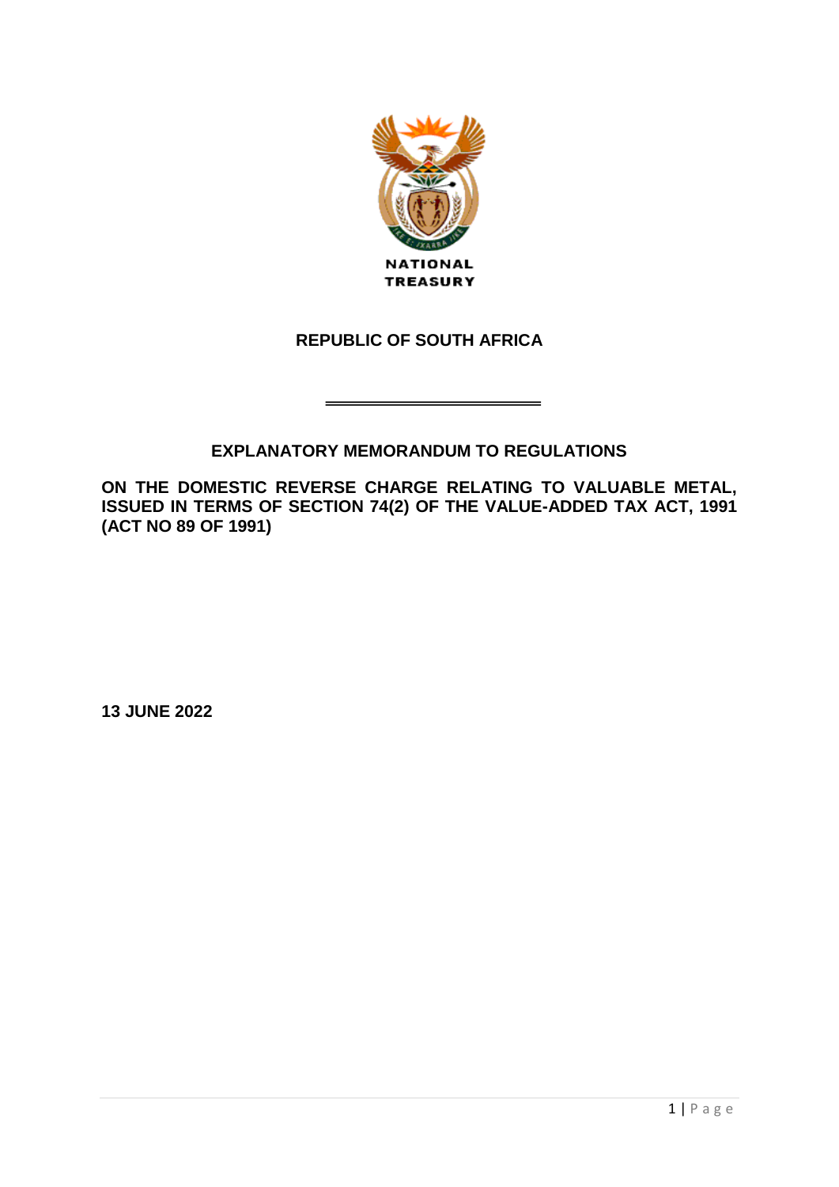NATIONAL TREASURY

**REPUBLIC OF SOUTH AFRICA**

---

## EXPLANATORY MEMORANDUM TO REGULATIONS

**ON THE DOMESTIC REVERSE CHARGE RELATING TO VALUABLE METAL, ISSUED IN TERMS OF SECTION 74(2) OF THE VALUE-ADDED TAX ACT, 1991 (ACT NO 89 OF 1991)**

**13 JUNE 2022**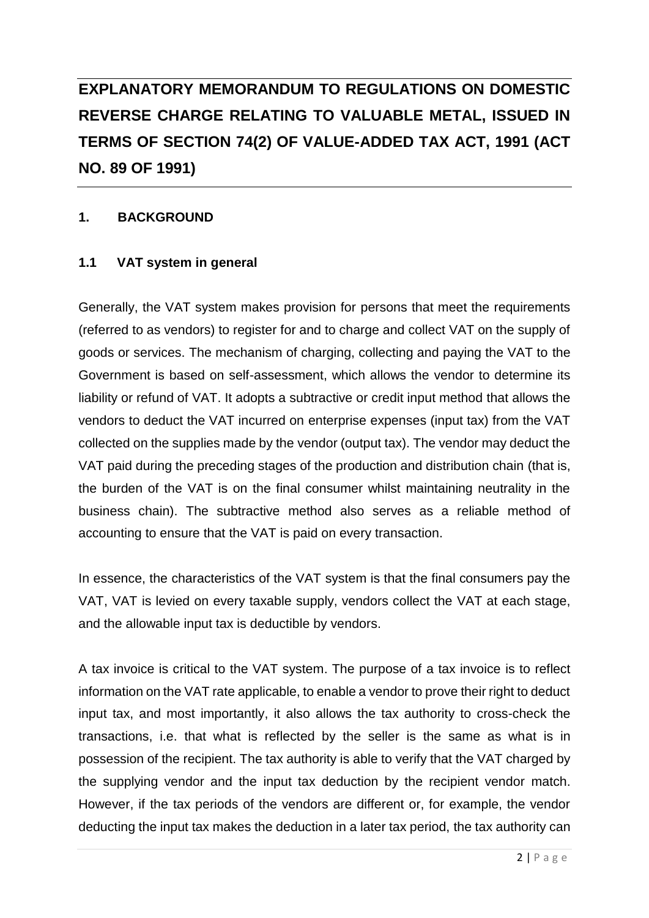# EXPLANATORY MEMORANDUM TO REGULATIONS ON DOMESTIC REVERSE CHARGE RELATING TO VALUABLE METAL, ISSUED IN TERMS OF SECTION 74(2) OF VALUE-ADDED TAX ACT, 1991 (ACT NO. 89 OF 1991)

## 1. BACKGROUND

### 1.1 VAT system in general

Generally, the VAT system makes provision for persons that meet the requirements (referred to as vendors) to register for and to charge and collect VAT on the supply of goods or services. The mechanism of charging, collecting and paying the VAT to the Government is based on self-assessment, which allows the vendor to determine its liability or refund of VAT. It adopts a subtractive or credit input method that allows the vendors to deduct the VAT incurred on enterprise expenses (input tax) from the VAT collected on the supplies made by the vendor (output tax). The vendor may deduct the VAT paid during the preceding stages of the production and distribution chain (that is, the burden of the VAT is on the final consumer whilst maintaining neutrality in the business chain). The subtractive method also serves as a reliable method of accounting to ensure that the VAT is paid on every transaction.

In essence, the characteristics of the VAT system is that the final consumers pay the VAT, VAT is levied on every taxable supply, vendors collect the VAT at each stage, and the allowable input tax is deductible by vendors.

A tax invoice is critical to the VAT system. The purpose of a tax invoice is to reflect information on the VAT rate applicable, to enable a vendor to prove their right to deduct input tax, and most importantly, it also allows the tax authority to cross-check the transactions, i.e. that what is reflected by the seller is the same as what is in possession of the recipient. The tax authority is able to verify that the VAT charged by the supplying vendor and the input tax deduction by the recipient vendor match. However, if the tax periods of the vendors are different or, for example, the vendor deducting the input tax makes the deduction in a later tax period, the tax authority can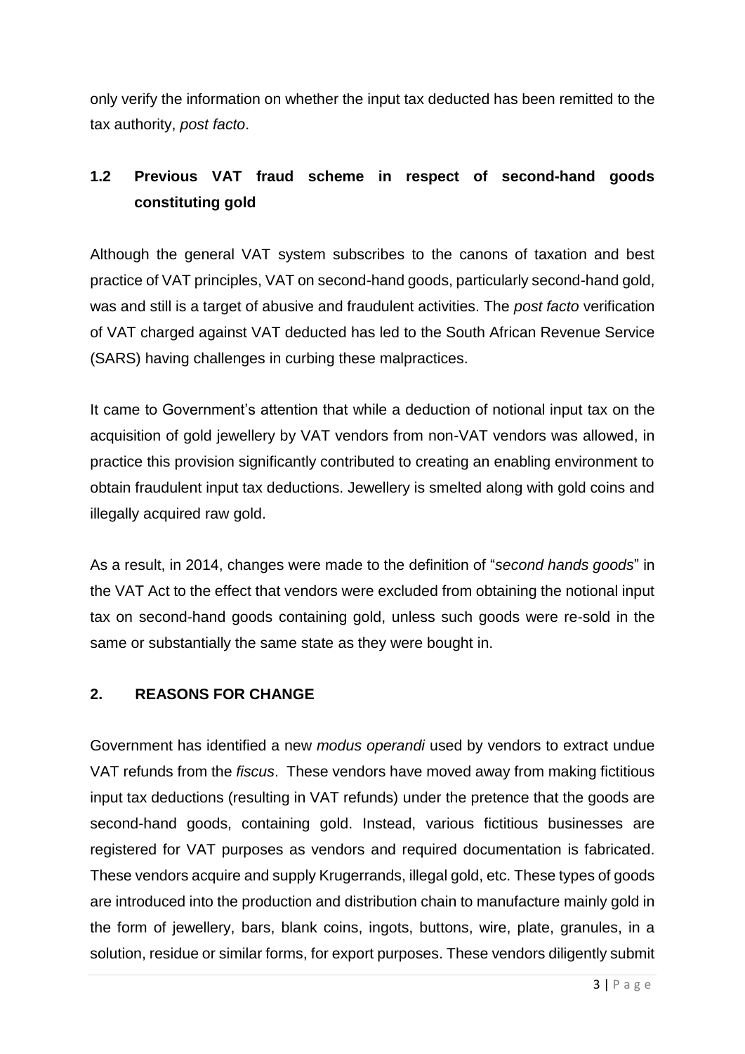only verify the information on whether the input tax deducted has been remitted to the tax authority, *post facto*.

## 1.2 Previous VAT fraud scheme in respect of second-hand goods constituting gold

Although the general VAT system subscribes to the canons of taxation and best practice of VAT principles, VAT on second-hand goods, particularly second-hand gold, was and still is a target of abusive and fraudulent activities. The *post facto* verification of VAT charged against VAT deducted has led to the South African Revenue Service (SARS) having challenges in curbing these malpractices.

It came to Government's attention that while a deduction of notional input tax on the acquisition of gold jewellery by VAT vendors from non-VAT vendors was allowed, in practice this provision significantly contributed to creating an enabling environment to obtain fraudulent input tax deductions. Jewellery is smelted along with gold coins and illegally acquired raw gold.

As a result, in 2014, changes were made to the definition of "*second hands goods*" in the VAT Act to the effect that vendors were excluded from obtaining the notional input tax on second-hand goods containing gold, unless such goods were re-sold in the same or substantially the same state as they were bought in.

# 2. REASONS FOR CHANGE

Government has identified a new *modus operandi* used by vendors to extract undue VAT refunds from the *fiscus*. These vendors have moved away from making fictitious input tax deductions (resulting in VAT refunds) under the pretence that the goods are second-hand goods, containing gold. Instead, various fictitious businesses are registered for VAT purposes as vendors and required documentation is fabricated. These vendors acquire and supply Krugerrands, illegal gold, etc. These types of goods are introduced into the production and distribution chain to manufacture mainly gold in the form of jewellery, bars, blank coins, ingots, buttons, wire, plate, granules, in a solution, residue or similar forms, for export purposes. These vendors diligently submit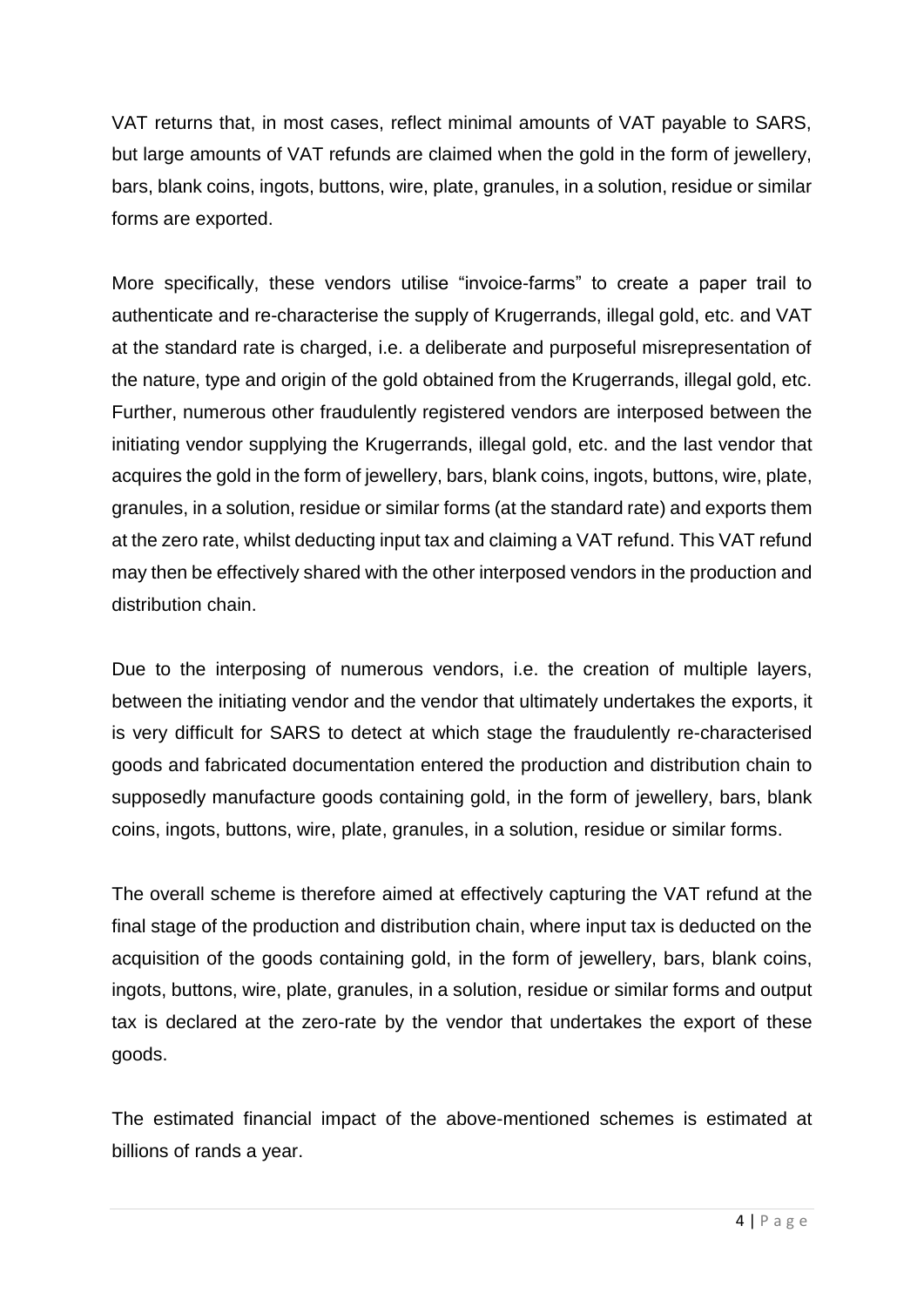VAT returns that, in most cases, reflect minimal amounts of VAT payable to SARS, but large amounts of VAT refunds are claimed when the gold in the form of jewellery, bars, blank coins, ingots, buttons, wire, plate, granules, in a solution, residue or similar forms are exported.

More specifically, these vendors utilise "invoice-farms" to create a paper trail to authenticate and re-characterise the supply of Krugerrands, illegal gold, etc. and VAT at the standard rate is charged, i.e. a deliberate and purposeful misrepresentation of the nature, type and origin of the gold obtained from the Krugerrands, illegal gold, etc. Further, numerous other fraudulently registered vendors are interposed between the initiating vendor supplying the Krugerrands, illegal gold, etc. and the last vendor that acquires the gold in the form of jewellery, bars, blank coins, ingots, buttons, wire, plate, granules, in a solution, residue or similar forms (at the standard rate) and exports them at the zero rate, whilst deducting input tax and claiming a VAT refund. This VAT refund may then be effectively shared with the other interposed vendors in the production and distribution chain.

Due to the interposing of numerous vendors, i.e. the creation of multiple layers, between the initiating vendor and the vendor that ultimately undertakes the exports, it is very difficult for SARS to detect at which stage the fraudulently re-characterised goods and fabricated documentation entered the production and distribution chain to supposedly manufacture goods containing gold, in the form of jewellery, bars, blank coins, ingots, buttons, wire, plate, granules, in a solution, residue or similar forms.

The overall scheme is therefore aimed at effectively capturing the VAT refund at the final stage of the production and distribution chain, where input tax is deducted on the acquisition of the goods containing gold, in the form of jewellery, bars, blank coins, ingots, buttons, wire, plate, granules, in a solution, residue or similar forms and output tax is declared at the zero-rate by the vendor that undertakes the export of these goods.

The estimated financial impact of the above-mentioned schemes is estimated at billions of rands a year.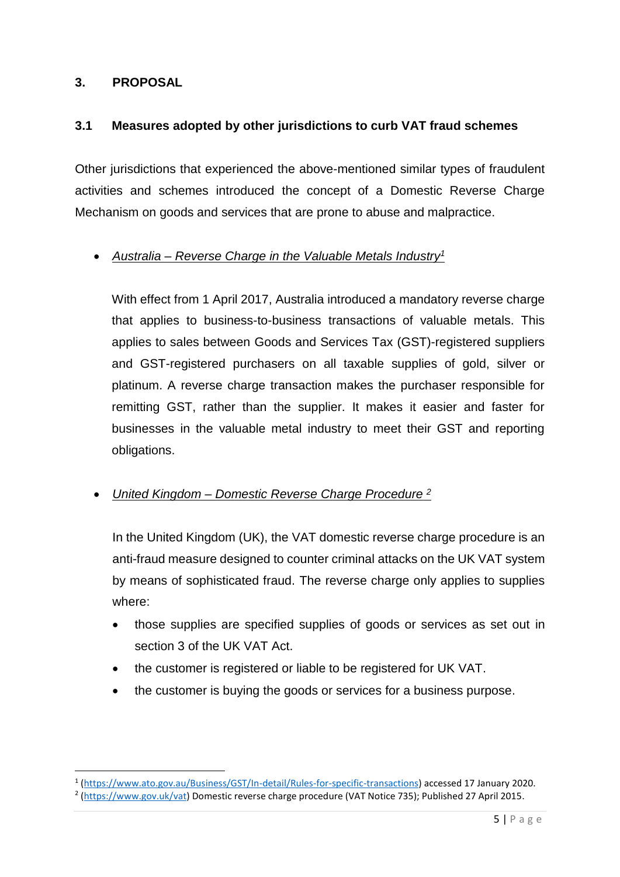## 3. PROPOSAL

### 3.1 Measures adopted by other jurisdictions to curb VAT fraud schemes

Other jurisdictions that experienced the above-mentioned similar types of fraudulent activities and schemes introduced the concept of a Domestic Reverse Charge Mechanism on goods and services that are prone to abuse and malpractice.

- *Australia – Reverse Charge in the Valuable Metals Industry*[1]

  With effect from 1 April 2017, Australia introduced a mandatory reverse charge that applies to business-to-business transactions of valuable metals. This applies to sales between Goods and Services Tax (GST)-registered suppliers and GST-registered purchasers on all taxable supplies of gold, silver or platinum. A reverse charge transaction makes the purchaser responsible for remitting GST, rather than the supplier. It makes it easier and faster for businesses in the valuable metal industry to meet their GST and reporting obligations.

- *United Kingdom – Domestic Reverse Charge Procedure* [2]

  In the United Kingdom (UK), the VAT domestic reverse charge procedure is an anti-fraud measure designed to counter criminal attacks on the UK VAT system by means of sophisticated fraud. The reverse charge only applies to supplies where:

  - those supplies are specified supplies of goods or services as set out in section 3 of the UK VAT Act.
  - the customer is registered or liable to be registered for UK VAT.
  - the customer is buying the goods or services for a business purpose.

---

[1] (https://www.ato.gov.au/Business/GST/In-detail/Rules-for-specific-transactions) accessed 17 January 2020.

[2] (https://www.gov.uk/vat) Domestic reverse charge procedure (VAT Notice 735); Published 27 April 2015.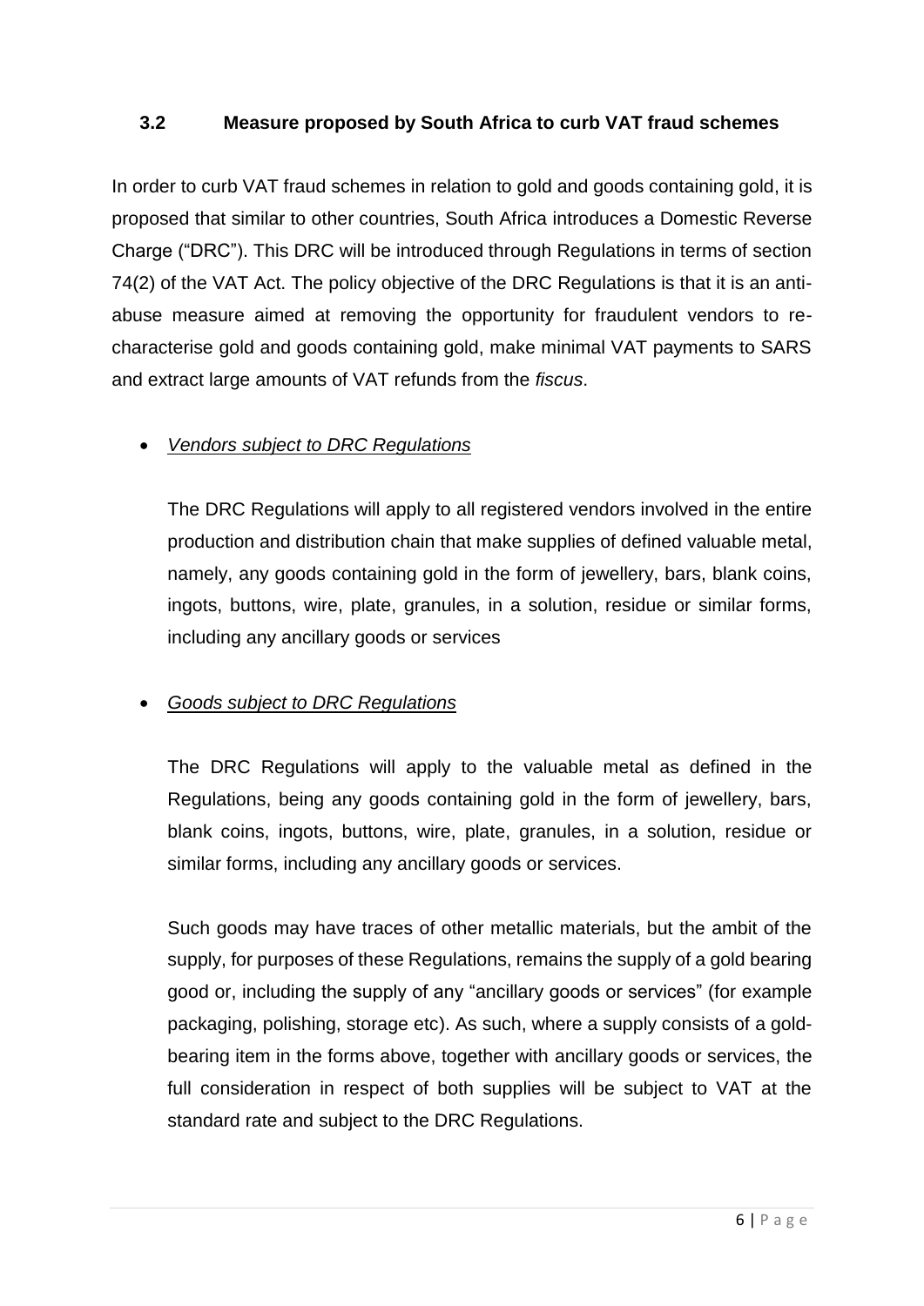### 3.2 Measure proposed by South Africa to curb VAT fraud schemes

In order to curb VAT fraud schemes in relation to gold and goods containing gold, it is proposed that similar to other countries, South Africa introduces a Domestic Reverse Charge ("DRC"). This DRC will be introduced through Regulations in terms of section 74(2) of the VAT Act. The policy objective of the DRC Regulations is that it is an anti-abuse measure aimed at removing the opportunity for fraudulent vendors to re-characterise gold and goods containing gold, make minimal VAT payments to SARS and extract large amounts of VAT refunds from the *fiscus*.

- ***Vendors subject to DRC Regulations***

  The DRC Regulations will apply to all registered vendors involved in the entire production and distribution chain that make supplies of defined valuable metal, namely, any goods containing gold in the form of jewellery, bars, blank coins, ingots, buttons, wire, plate, granules, in a solution, residue or similar forms, including any ancillary goods or services

- ***Goods subject to DRC Regulations***

  The DRC Regulations will apply to the valuable metal as defined in the Regulations, being any goods containing gold in the form of jewellery, bars, blank coins, ingots, buttons, wire, plate, granules, in a solution, residue or similar forms, including any ancillary goods or services.

  Such goods may have traces of other metallic materials, but the ambit of the supply, for purposes of these Regulations, remains the supply of a gold bearing good or, including the supply of any "ancillary goods or services" (for example packaging, polishing, storage etc). As such, where a supply consists of a gold-bearing item in the forms above, together with ancillary goods or services, the full consideration in respect of both supplies will be subject to VAT at the standard rate and subject to the DRC Regulations.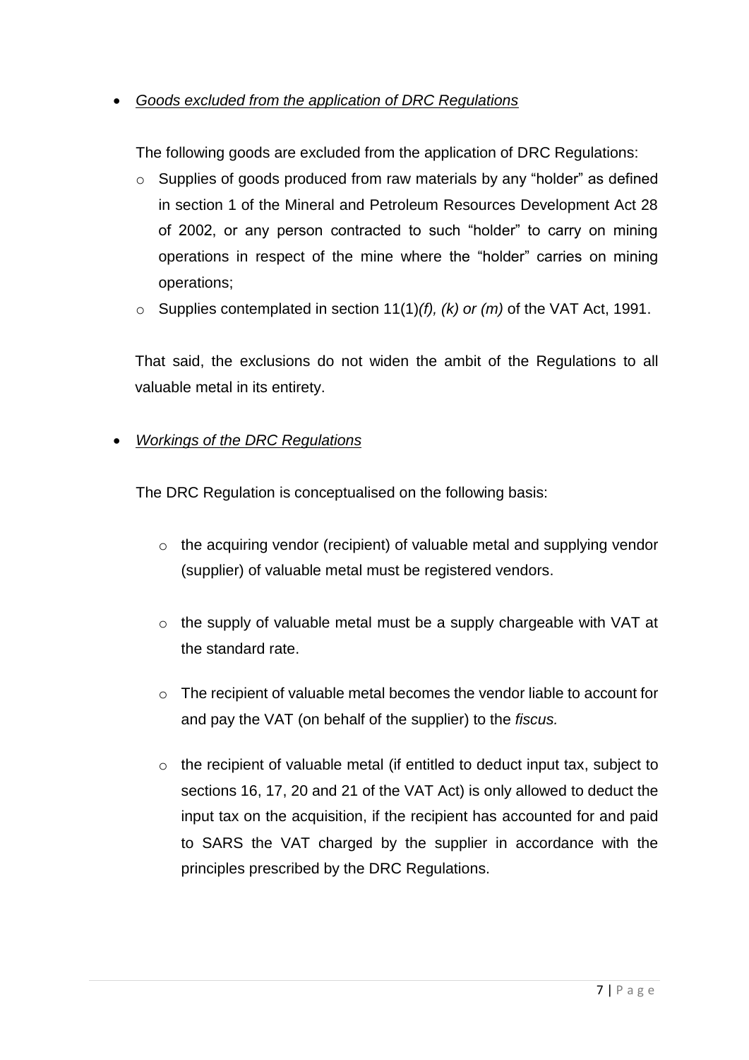- *Goods excluded from the application of DRC Regulations*

  The following goods are excluded from the application of DRC Regulations:

  - Supplies of goods produced from raw materials by any "holder" as defined in section 1 of the Mineral and Petroleum Resources Development Act 28 of 2002, or any person contracted to such "holder" to carry on mining operations in respect of the mine where the "holder" carries on mining operations;
  - Supplies contemplated in section 11(1)*(f), (k) or (m)* of the VAT Act, 1991.

  That said, the exclusions do not widen the ambit of the Regulations to all valuable metal in its entirety.

- *Workings of the DRC Regulations*

  The DRC Regulation is conceptualised on the following basis:

  - the acquiring vendor (recipient) of valuable metal and supplying vendor (supplier) of valuable metal must be registered vendors.

  - the supply of valuable metal must be a supply chargeable with VAT at the standard rate.

  - The recipient of valuable metal becomes the vendor liable to account for and pay the VAT (on behalf of the supplier) to the *fiscus.*

  - the recipient of valuable metal (if entitled to deduct input tax, subject to sections 16, 17, 20 and 21 of the VAT Act) is only allowed to deduct the input tax on the acquisition, if the recipient has accounted for and paid to SARS the VAT charged by the supplier in accordance with the principles prescribed by the DRC Regulations.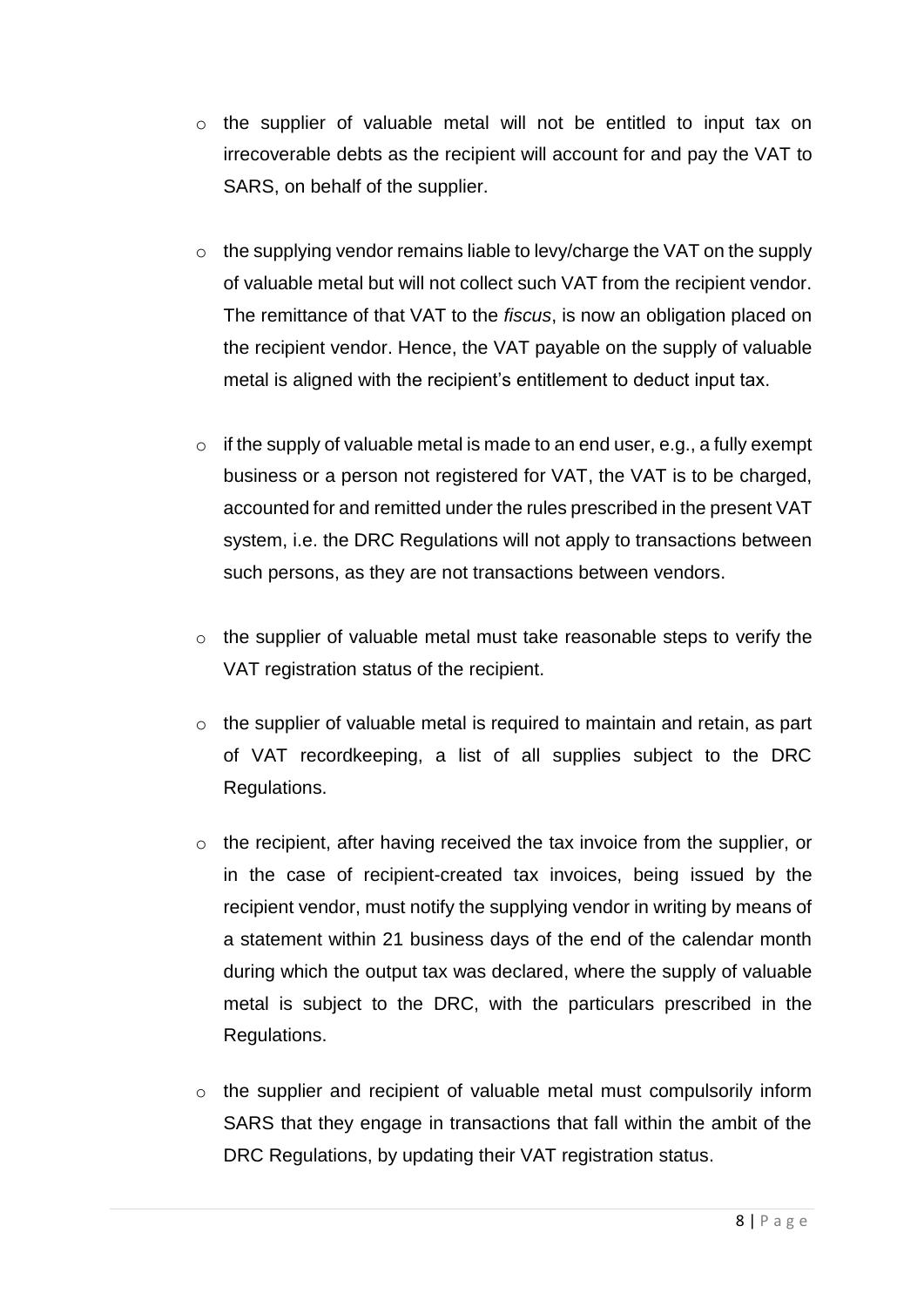- the supplier of valuable metal will not be entitled to input tax on irrecoverable debts as the recipient will account for and pay the VAT to SARS, on behalf of the supplier.

- the supplying vendor remains liable to levy/charge the VAT on the supply of valuable metal but will not collect such VAT from the recipient vendor. The remittance of that VAT to the *fiscus*, is now an obligation placed on the recipient vendor. Hence, the VAT payable on the supply of valuable metal is aligned with the recipient's entitlement to deduct input tax.

- if the supply of valuable metal is made to an end user, e.g., a fully exempt business or a person not registered for VAT, the VAT is to be charged, accounted for and remitted under the rules prescribed in the present VAT system, i.e. the DRC Regulations will not apply to transactions between such persons, as they are not transactions between vendors.

- the supplier of valuable metal must take reasonable steps to verify the VAT registration status of the recipient.

- the supplier of valuable metal is required to maintain and retain, as part of VAT recordkeeping, a list of all supplies subject to the DRC Regulations.

- the recipient, after having received the tax invoice from the supplier, or in the case of recipient-created tax invoices, being issued by the recipient vendor, must notify the supplying vendor in writing by means of a statement within 21 business days of the end of the calendar month during which the output tax was declared, where the supply of valuable metal is subject to the DRC, with the particulars prescribed in the Regulations.

- the supplier and recipient of valuable metal must compulsorily inform SARS that they engage in transactions that fall within the ambit of the DRC Regulations, by updating their VAT registration status.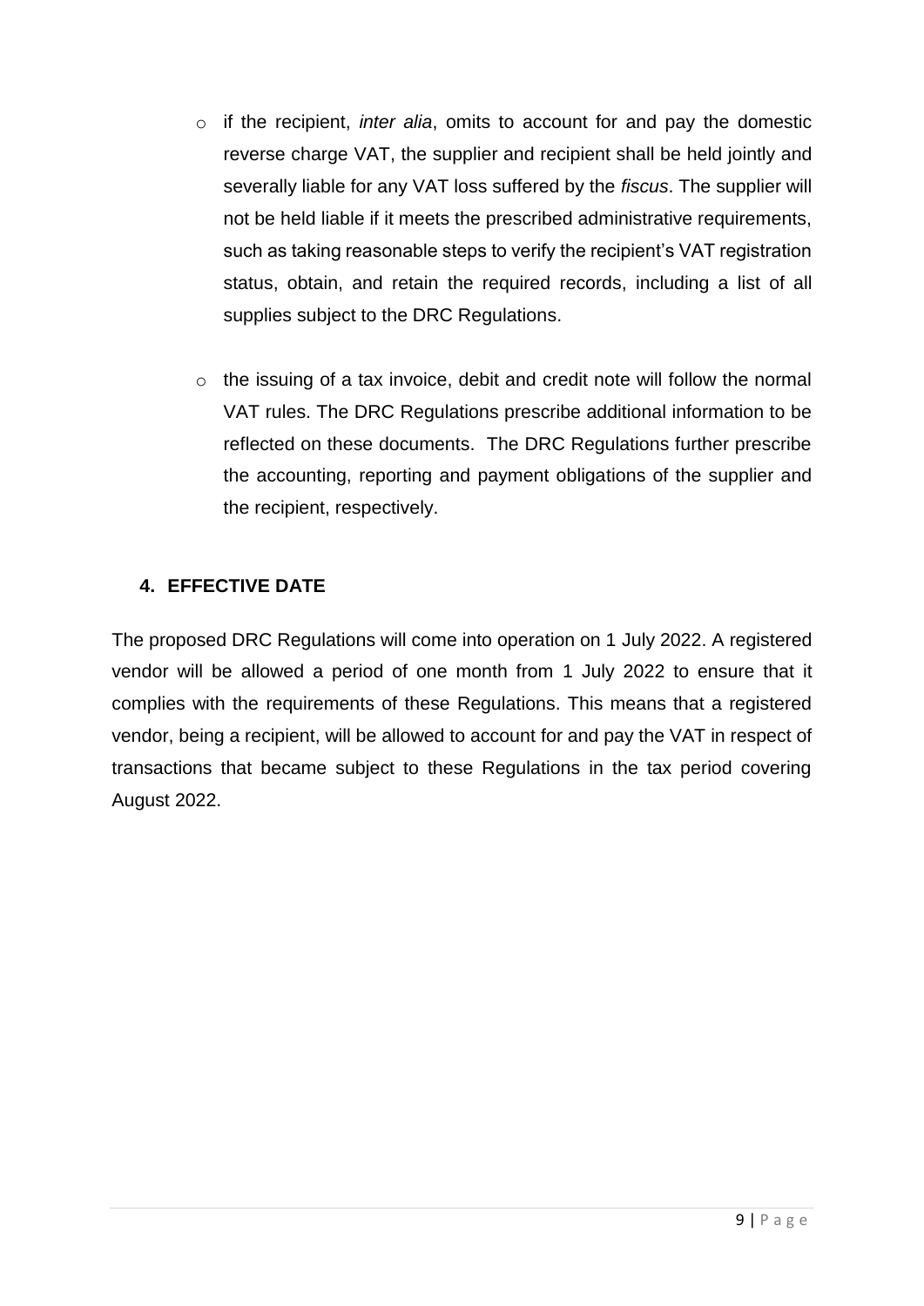- if the recipient, *inter alia*, omits to account for and pay the domestic reverse charge VAT, the supplier and recipient shall be held jointly and severally liable for any VAT loss suffered by the *fiscus*. The supplier will not be held liable if it meets the prescribed administrative requirements, such as taking reasonable steps to verify the recipient's VAT registration status, obtain, and retain the required records, including a list of all supplies subject to the DRC Regulations.

- the issuing of a tax invoice, debit and credit note will follow the normal VAT rules. The DRC Regulations prescribe additional information to be reflected on these documents. The DRC Regulations further prescribe the accounting, reporting and payment obligations of the supplier and the recipient, respectively.

## 4. EFFECTIVE DATE

The proposed DRC Regulations will come into operation on 1 July 2022. A registered vendor will be allowed a period of one month from 1 July 2022 to ensure that it complies with the requirements of these Regulations. This means that a registered vendor, being a recipient, will be allowed to account for and pay the VAT in respect of transactions that became subject to these Regulations in the tax period covering August 2022.